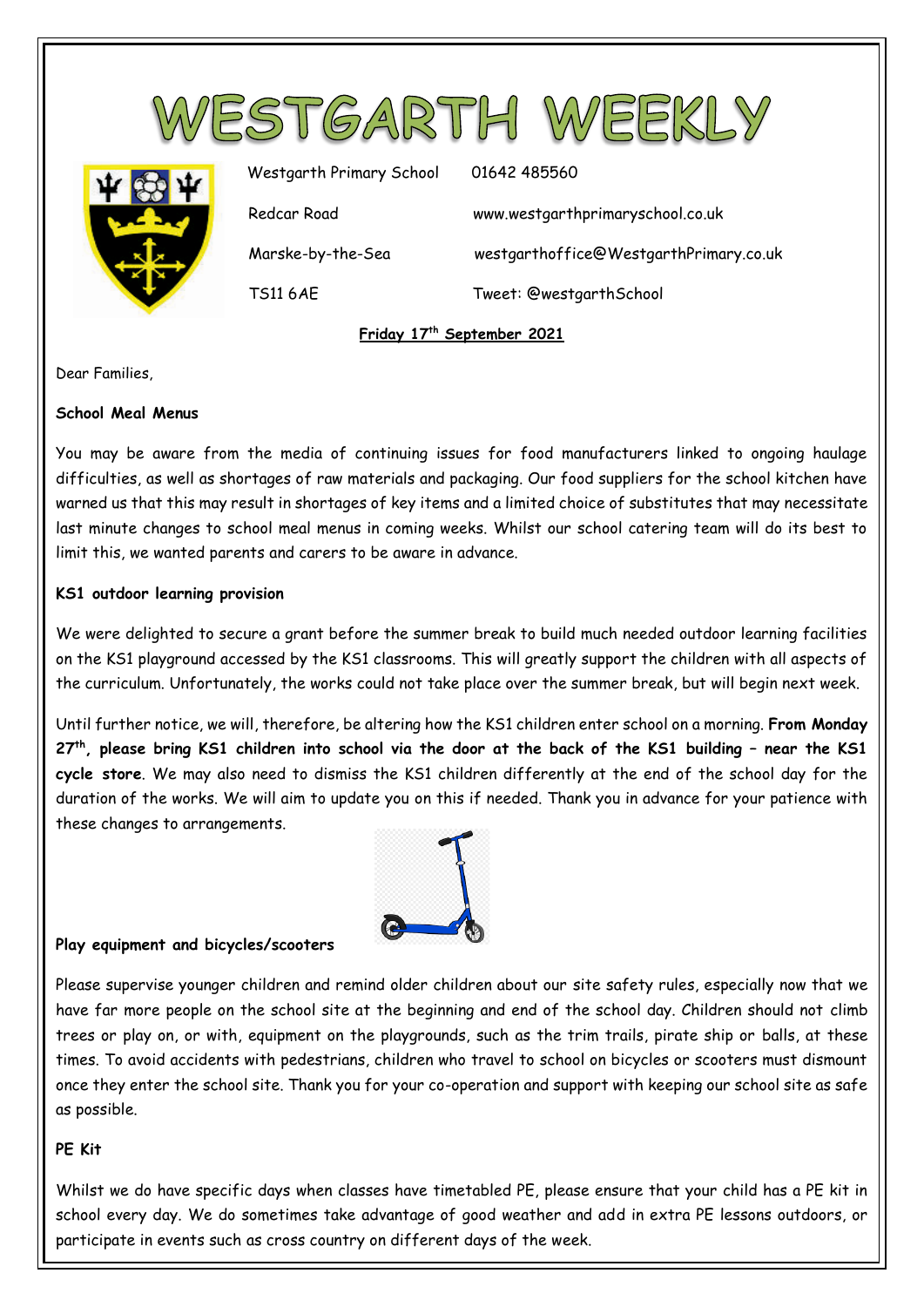# WESTGARTH WEEKLY

Westgarth Primary School
Redcar Road
Marske-by-the-Sea
TS11 6AE

01642 485560
www.westgarthprimaryschool.co.uk
westgarthoffice@WestgarthPrimary.co.uk
Tweet: @westgarthSchool

**Friday 17th September 2021**

Dear Families,

**School Meal Menus**

You may be aware from the media of continuing issues for food manufacturers linked to ongoing haulage difficulties, as well as shortages of raw materials and packaging. Our food suppliers for the school kitchen have warned us that this may result in shortages of key items and a limited choice of substitutes that may necessitate last minute changes to school meal menus in coming weeks. Whilst our school catering team will do its best to limit this, we wanted parents and carers to be aware in advance.

**KS1 outdoor learning provision**

We were delighted to secure a grant before the summer break to build much needed outdoor learning facilities on the KS1 playground accessed by the KS1 classrooms. This will greatly support the children with all aspects of the curriculum. Unfortunately, the works could not take place over the summer break, but will begin next week.

Until further notice, we will, therefore, be altering how the KS1 children enter school on a morning. **From Monday 27th, please bring KS1 children into school via the door at the back of the KS1 building – near the KS1 cycle store**. We may also need to dismiss the KS1 children differently at the end of the school day for the duration of the works. We will aim to update you on this if needed. Thank you in advance for your patience with these changes to arrangements.

**Play equipment and bicycles/scooters**

Please supervise younger children and remind older children about our site safety rules, especially now that we have far more people on the school site at the beginning and end of the school day. Children should not climb trees or play on, or with, equipment on the playgrounds, such as the trim trails, pirate ship or balls, at these times. To avoid accidents with pedestrians, children who travel to school on bicycles or scooters must dismount once they enter the school site. Thank you for your co-operation and support with keeping our school site as safe as possible.

**PE Kit**

Whilst we do have specific days when classes have timetabled PE, please ensure that your child has a PE kit in school every day. We do sometimes take advantage of good weather and add in extra PE lessons outdoors, or participate in events such as cross country on different days of the week.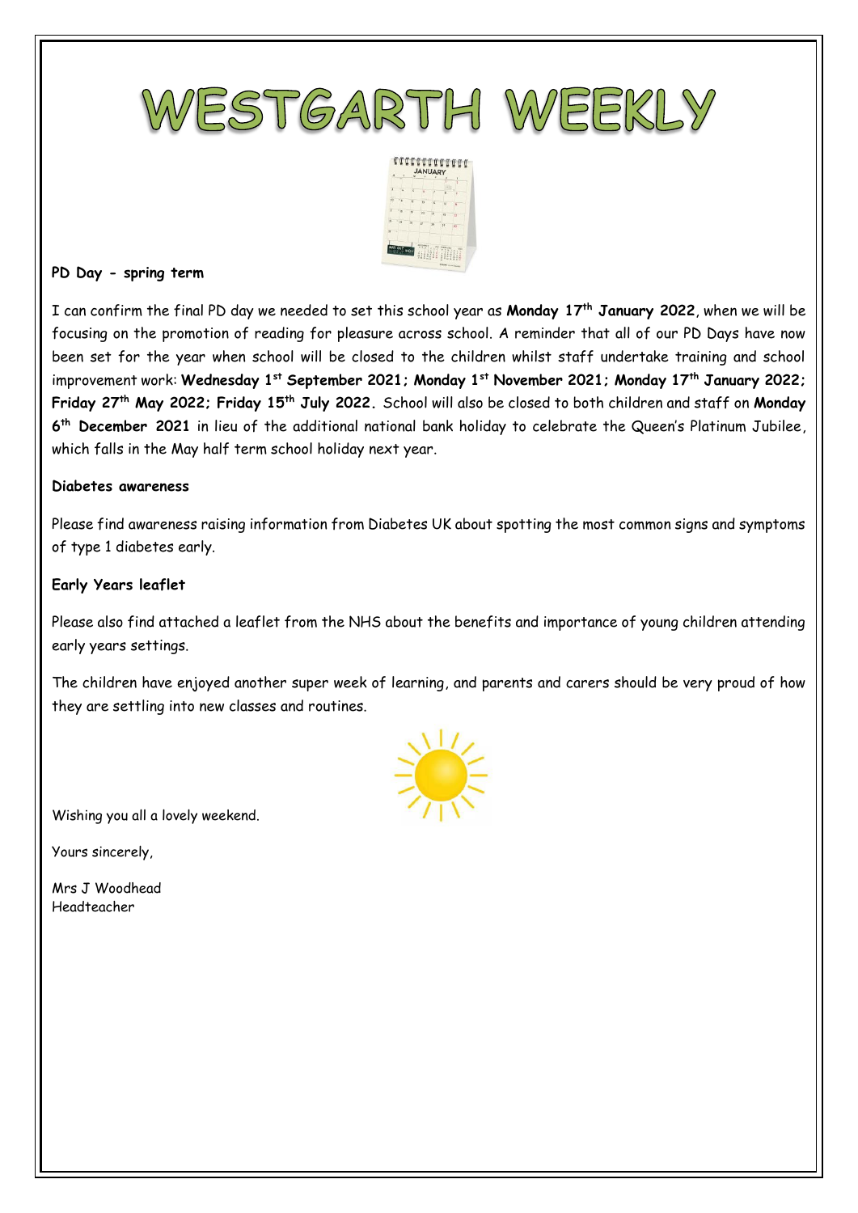# WESTGARTH WEEKLY

**PD Day - spring term**

I can confirm the final PD day we needed to set this school year as **Monday 17th January 2022**, when we will be focusing on the promotion of reading for pleasure across school. A reminder that all of our PD Days have now been set for the year when school will be closed to the children whilst staff undertake training and school improvement work: **Wednesday 1st September 2021; Monday 1st November 2021; Monday 17th January 2022; Friday 27th May 2022; Friday 15th July 2022.** School will also be closed to both children and staff on **Monday 6th December 2021** in lieu of the additional national bank holiday to celebrate the Queen's Platinum Jubilee, which falls in the May half term school holiday next year.

**Diabetes awareness**

Please find awareness raising information from Diabetes UK about spotting the most common signs and symptoms of type 1 diabetes early.

**Early Years leaflet**

Please also find attached a leaflet from the NHS about the benefits and importance of young children attending early years settings.

The children have enjoyed another super week of learning, and parents and carers should be very proud of how they are settling into new classes and routines.

Wishing you all a lovely weekend.

Yours sincerely,

Mrs J Woodhead
Headteacher